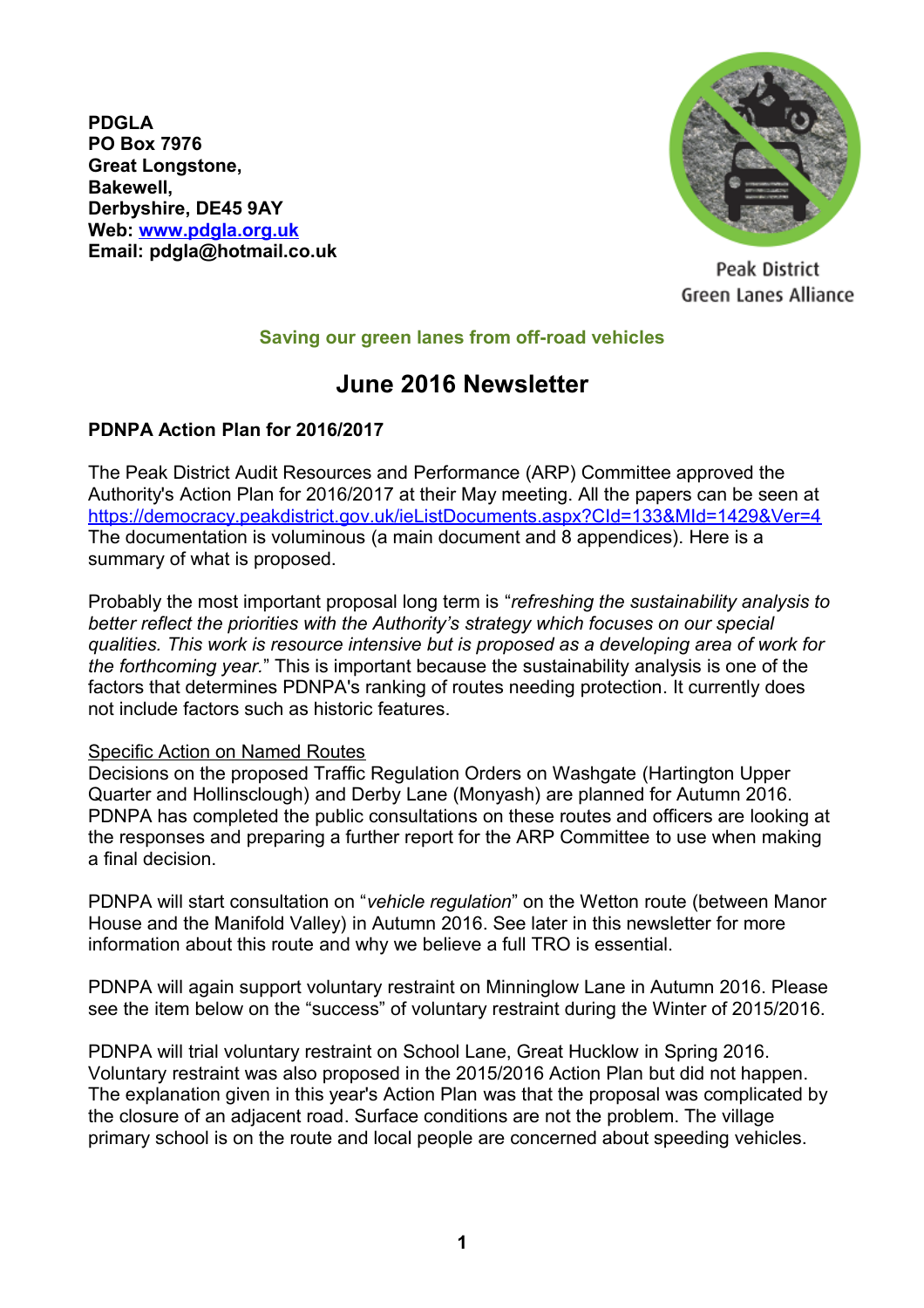**PDGLA**
**PO Box 7976**
**Great Longstone,**
**Bakewell,**
**Derbyshire, DE45 9AY**
**Web: [www.pdgla.org.uk](http://www.pdgla.org.uk)**
**Email: pdgla@hotmail.co.uk**

Peak District Green Lanes Alliance

**Saving our green lanes from off-road vehicles**

# June 2016 Newsletter

### PDNPA Action Plan for 2016/2017

The Peak District Audit Resources and Performance (ARP) Committee approved the Authority's Action Plan for 2016/2017 at their May meeting. All the papers can be seen at [https://democracy.peakdistrict.gov.uk/ieListDocuments.aspx?CId=133&MId=1429&Ver=4](https://democracy.peakdistrict.gov.uk/ieListDocuments.aspx?CId=133&MId=1429&Ver=4) The documentation is voluminous (a main document and 8 appendices). Here is a summary of what is proposed.

Probably the most important proposal long term is "*refreshing the sustainability analysis to better reflect the priorities with the Authority's strategy which focuses on our special qualities. This work is resource intensive but is proposed as a developing area of work for the forthcoming year.*" This is important because the sustainability analysis is one of the factors that determines PDNPA's ranking of routes needing protection. It currently does not include factors such as historic features.

Specific Action on Named Routes

Decisions on the proposed Traffic Regulation Orders on Washgate (Hartington Upper Quarter and Hollinsclough) and Derby Lane (Monyash) are planned for Autumn 2016. PDNPA has completed the public consultations on these routes and officers are looking at the responses and preparing a further report for the ARP Committee to use when making a final decision.

PDNPA will start consultation on "*vehicle regulation*" on the Wetton route (between Manor House and the Manifold Valley) in Autumn 2016. See later in this newsletter for more information about this route and why we believe a full TRO is essential.

PDNPA will again support voluntary restraint on Minninglow Lane in Autumn 2016. Please see the item below on the "success" of voluntary restraint during the Winter of 2015/2016.

PDNPA will trial voluntary restraint on School Lane, Great Hucklow in Spring 2016. Voluntary restraint was also proposed in the 2015/2016 Action Plan but did not happen. The explanation given in this year's Action Plan was that the proposal was complicated by the closure of an adjacent road. Surface conditions are not the problem. The village primary school is on the route and local people are concerned about speeding vehicles.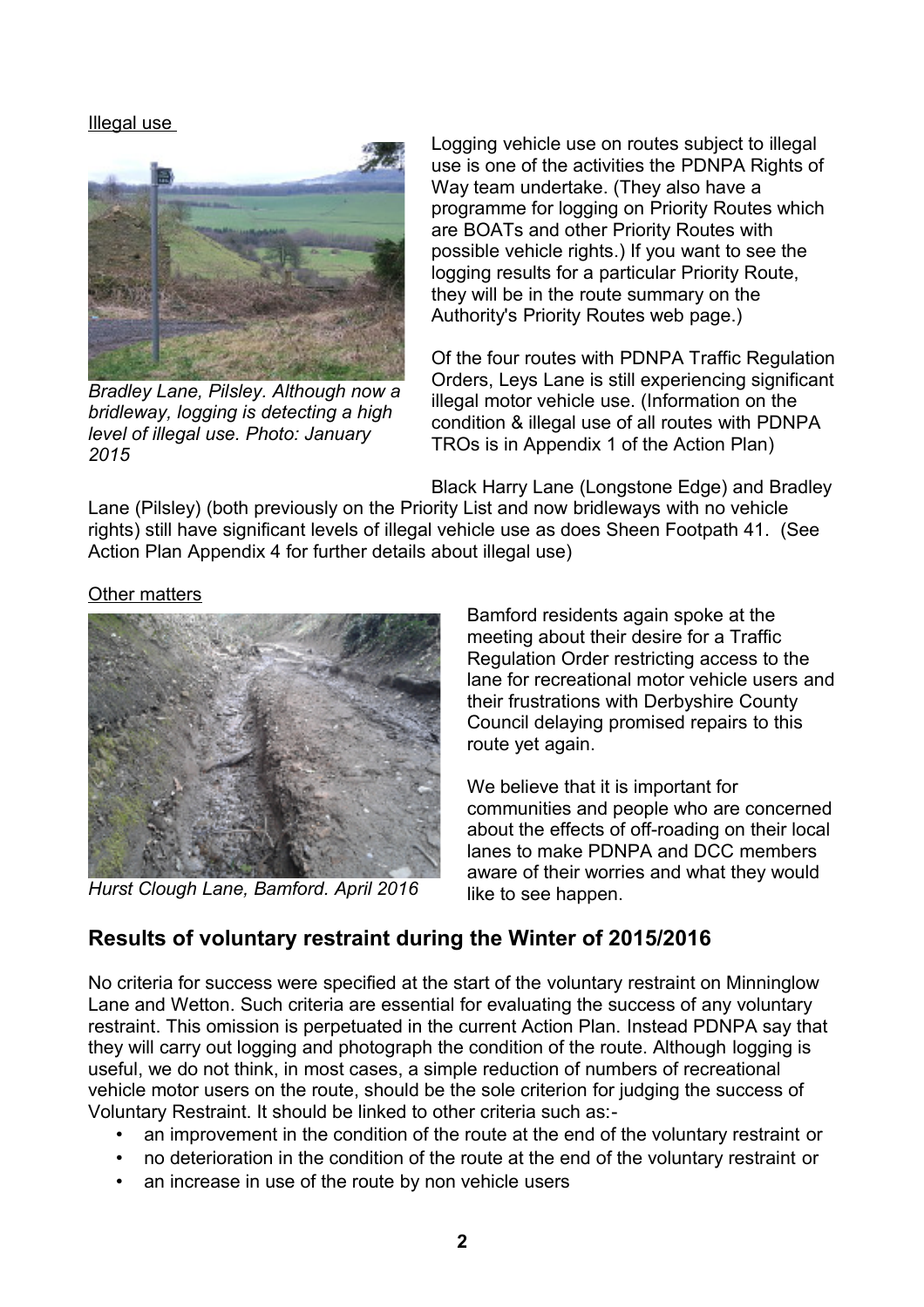Illegal use

*Bradley Lane, Pilsley. Although now a bridleway, logging is detecting a high level of illegal use. Photo: January 2015*

Logging vehicle use on routes subject to illegal use is one of the activities the PDNPA Rights of Way team undertake. (They also have a programme for logging on Priority Routes which are BOATs and other Priority Routes with possible vehicle rights.) If you want to see the logging results for a particular Priority Route, they will be in the route summary on the Authority's Priority Routes web page.)

Of the four routes with PDNPA Traffic Regulation Orders, Leys Lane is still experiencing significant illegal motor vehicle use. (Information on the condition & illegal use of all routes with PDNPA TROs is in Appendix 1 of the Action Plan)

Black Harry Lane (Longstone Edge) and Bradley Lane (Pilsley) (both previously on the Priority List and now bridleways with no vehicle rights) still have significant levels of illegal vehicle use as does Sheen Footpath 41. (See Action Plan Appendix 4 for further details about illegal use)

Other matters

*Hurst Clough Lane, Bamford. April 2016*

Bamford residents again spoke at the meeting about their desire for a Traffic Regulation Order restricting access to the lane for recreational motor vehicle users and their frustrations with Derbyshire County Council delaying promised repairs to this route yet again.

We believe that it is important for communities and people who are concerned about the effects of off-roading on their local lanes to make PDNPA and DCC members aware of their worries and what they would like to see happen.

## Results of voluntary restraint during the Winter of 2015/2016

No criteria for success were specified at the start of the voluntary restraint on Minninglow Lane and Wetton. Such criteria are essential for evaluating the success of any voluntary restraint. This omission is perpetuated in the current Action Plan. Instead PDNPA say that they will carry out logging and photograph the condition of the route. Although logging is useful, we do not think, in most cases, a simple reduction of numbers of recreational vehicle motor users on the route, should be the sole criterion for judging the success of Voluntary Restraint. It should be linked to other criteria such as:-

- an improvement in the condition of the route at the end of the voluntary restraint or
- no deterioration in the condition of the route at the end of the voluntary restraint or
- an increase in use of the route by non vehicle users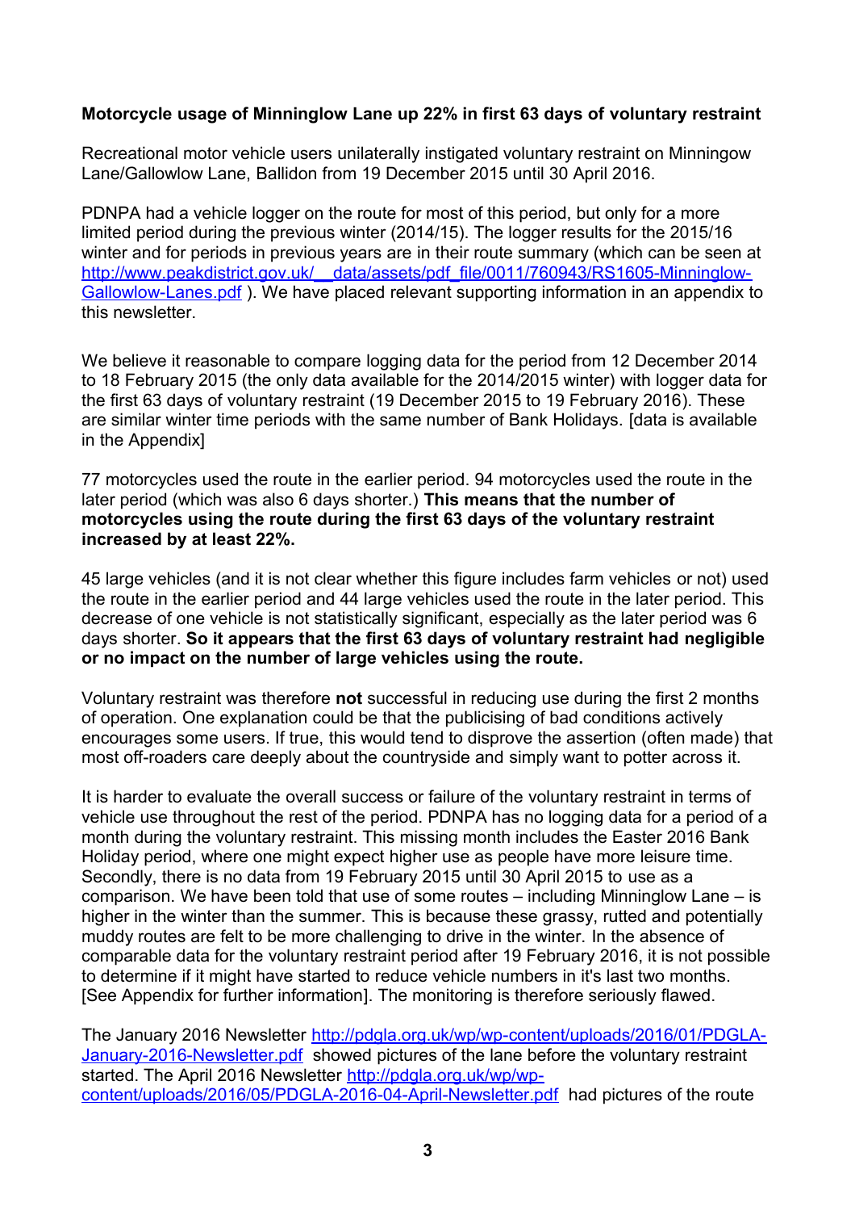**Motorcycle usage of Minninglow Lane up 22% in first 63 days of voluntary restraint**

Recreational motor vehicle users unilaterally instigated voluntary restraint on Minningow Lane/Gallowlow Lane, Ballidon from 19 December 2015 until 30 April 2016.

PDNPA had a vehicle logger on the route for most of this period, but only for a more limited period during the previous winter (2014/15). The logger results for the 2015/16 winter and for periods in previous years are in their route summary (which can be seen at [http://www.peakdistrict.gov.uk/__data/assets/pdf_file/0011/760943/RS1605-Minninglow-Gallowlow-Lanes.pdf](http://www.peakdistrict.gov.uk/__data/assets/pdf_file/0011/760943/RS1605-Minninglow-Gallowlow-Lanes.pdf) ). We have placed relevant supporting information in an appendix to this newsletter.

We believe it reasonable to compare logging data for the period from 12 December 2014 to 18 February 2015 (the only data available for the 2014/2015 winter) with logger data for the first 63 days of voluntary restraint (19 December 2015 to 19 February 2016). These are similar winter time periods with the same number of Bank Holidays. [data is available in the Appendix]

77 motorcycles used the route in the earlier period. 94 motorcycles used the route in the later period (which was also 6 days shorter.) **This means that the number of motorcycles using the route during the first 63 days of the voluntary restraint increased by at least 22%.**

45 large vehicles (and it is not clear whether this figure includes farm vehicles or not) used the route in the earlier period and 44 large vehicles used the route in the later period. This decrease of one vehicle is not statistically significant, especially as the later period was 6 days shorter. **So it appears that the first 63 days of voluntary restraint had negligible or no impact on the number of large vehicles using the route.**

Voluntary restraint was therefore **not** successful in reducing use during the first 2 months of operation. One explanation could be that the publicising of bad conditions actively encourages some users. If true, this would tend to disprove the assertion (often made) that most off-roaders care deeply about the countryside and simply want to potter across it.

It is harder to evaluate the overall success or failure of the voluntary restraint in terms of vehicle use throughout the rest of the period. PDNPA has no logging data for a period of a month during the voluntary restraint. This missing month includes the Easter 2016 Bank Holiday period, where one might expect higher use as people have more leisure time. Secondly, there is no data from 19 February 2015 until 30 April 2015 to use as a comparison. We have been told that use of some routes – including Minninglow Lane – is higher in the winter than the summer. This is because these grassy, rutted and potentially muddy routes are felt to be more challenging to drive in the winter. In the absence of comparable data for the voluntary restraint period after 19 February 2016, it is not possible to determine if it might have started to reduce vehicle numbers in it's last two months. [See Appendix for further information]. The monitoring is therefore seriously flawed.

The January 2016 Newsletter [http://pdgla.org.uk/wp/wp-content/uploads/2016/01/PDGLA-January-2016-Newsletter.pdf](http://pdgla.org.uk/wp/wp-content/uploads/2016/01/PDGLA-January-2016-Newsletter.pdf) showed pictures of the lane before the voluntary restraint started. The April 2016 Newsletter [http://pdgla.org.uk/wp/wp-content/uploads/2016/05/PDGLA-2016-04-April-Newsletter.pdf](http://pdgla.org.uk/wp/wp-content/uploads/2016/05/PDGLA-2016-04-April-Newsletter.pdf) had pictures of the route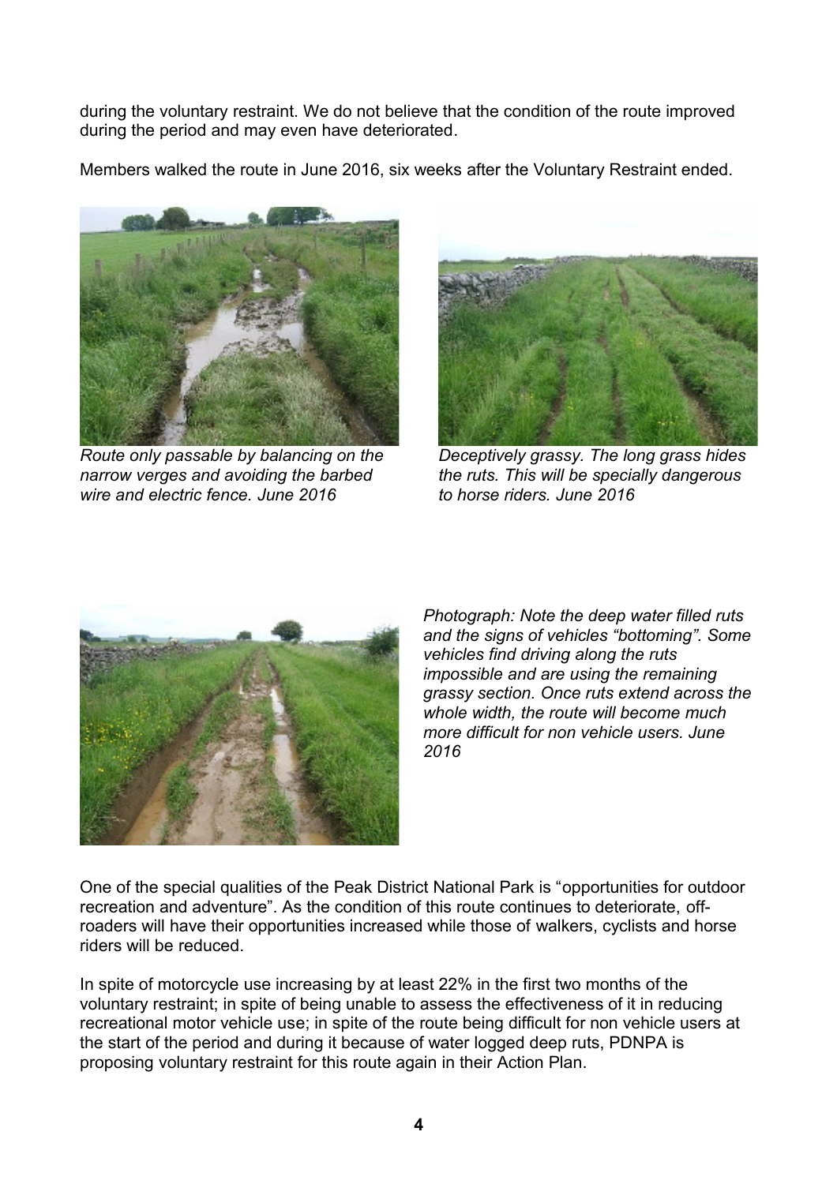during the voluntary restraint. We do not believe that the condition of the route improved during the period and may even have deteriorated.

Members walked the route in June 2016, six weeks after the Voluntary Restraint ended.

*Route only passable by balancing on the narrow verges and avoiding the barbed wire and electric fence. June 2016*

*Deceptively grassy. The long grass hides the ruts. This will be specially dangerous to horse riders. June 2016*

*Photograph: Note the deep water filled ruts and the signs of vehicles "bottoming". Some vehicles find driving along the ruts impossible and are using the remaining grassy section. Once ruts extend across the whole width, the route will become much more difficult for non vehicle users. June 2016*

One of the special qualities of the Peak District National Park is "opportunities for outdoor recreation and adventure". As the condition of this route continues to deteriorate, off-roaders will have their opportunities increased while those of walkers, cyclists and horse riders will be reduced.

In spite of motorcycle use increasing by at least 22% in the first two months of the voluntary restraint; in spite of being unable to assess the effectiveness of it in reducing recreational motor vehicle use; in spite of the route being difficult for non vehicle users at the start of the period and during it because of water logged deep ruts, PDNPA is proposing voluntary restraint for this route again in their Action Plan.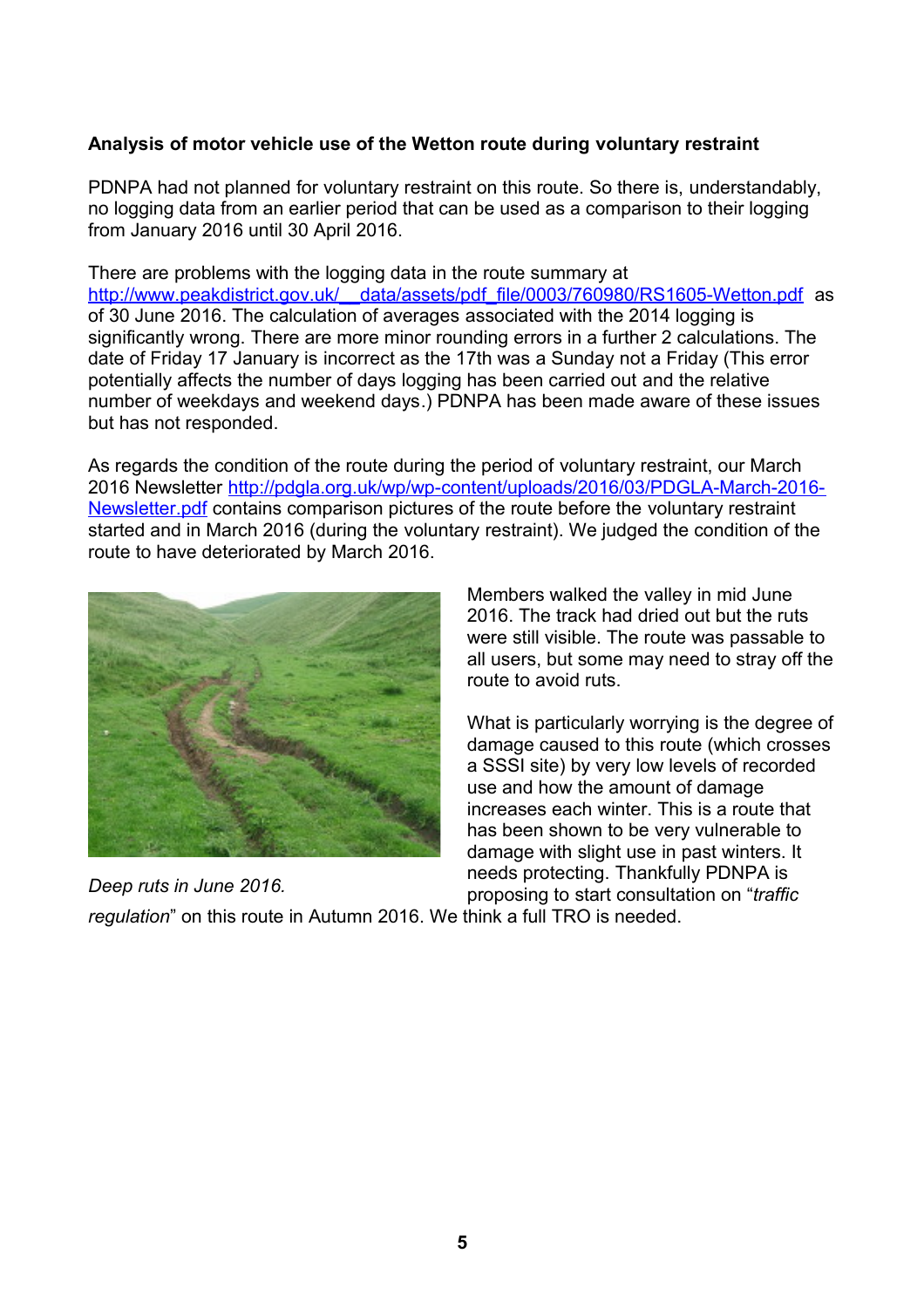**Analysis of motor vehicle use of the Wetton route during voluntary restraint**

PDNPA had not planned for voluntary restraint on this route. So there is, understandably, no logging data from an earlier period that can be used as a comparison to their logging from January 2016 until 30 April 2016.

There are problems with the logging data in the route summary at [http://www.peakdistrict.gov.uk/__data/assets/pdf_file/0003/760980/RS1605-Wetton.pdf](http://www.peakdistrict.gov.uk/__data/assets/pdf_file/0003/760980/RS1605-Wetton.pdf) as of 30 June 2016. The calculation of averages associated with the 2014 logging is significantly wrong. There are more minor rounding errors in a further 2 calculations. The date of Friday 17 January is incorrect as the 17th was a Sunday not a Friday (This error potentially affects the number of days logging has been carried out and the relative number of weekdays and weekend days.) PDNPA has been made aware of these issues but has not responded.

As regards the condition of the route during the period of voluntary restraint, our March 2016 Newsletter [http://pdgla.org.uk/wp/wp-content/uploads/2016/03/PDGLA-March-2016-Newsletter.pdf](http://pdgla.org.uk/wp/wp-content/uploads/2016/03/PDGLA-March-2016-Newsletter.pdf) contains comparison pictures of the route before the voluntary restraint started and in March 2016 (during the voluntary restraint). We judged the condition of the route to have deteriorated by March 2016.

*Deep ruts in June 2016.*

Members walked the valley in mid June 2016. The track had dried out but the ruts were still visible. The route was passable to all users, but some may need to stray off the route to avoid ruts.

What is particularly worrying is the degree of damage caused to this route (which crosses a SSSI site) by very low levels of recorded use and how the amount of damage increases each winter. This is a route that has been shown to be very vulnerable to damage with slight use in past winters. It needs protecting. Thankfully PDNPA is proposing to start consultation on "*traffic regulation*" on this route in Autumn 2016. We think a full TRO is needed.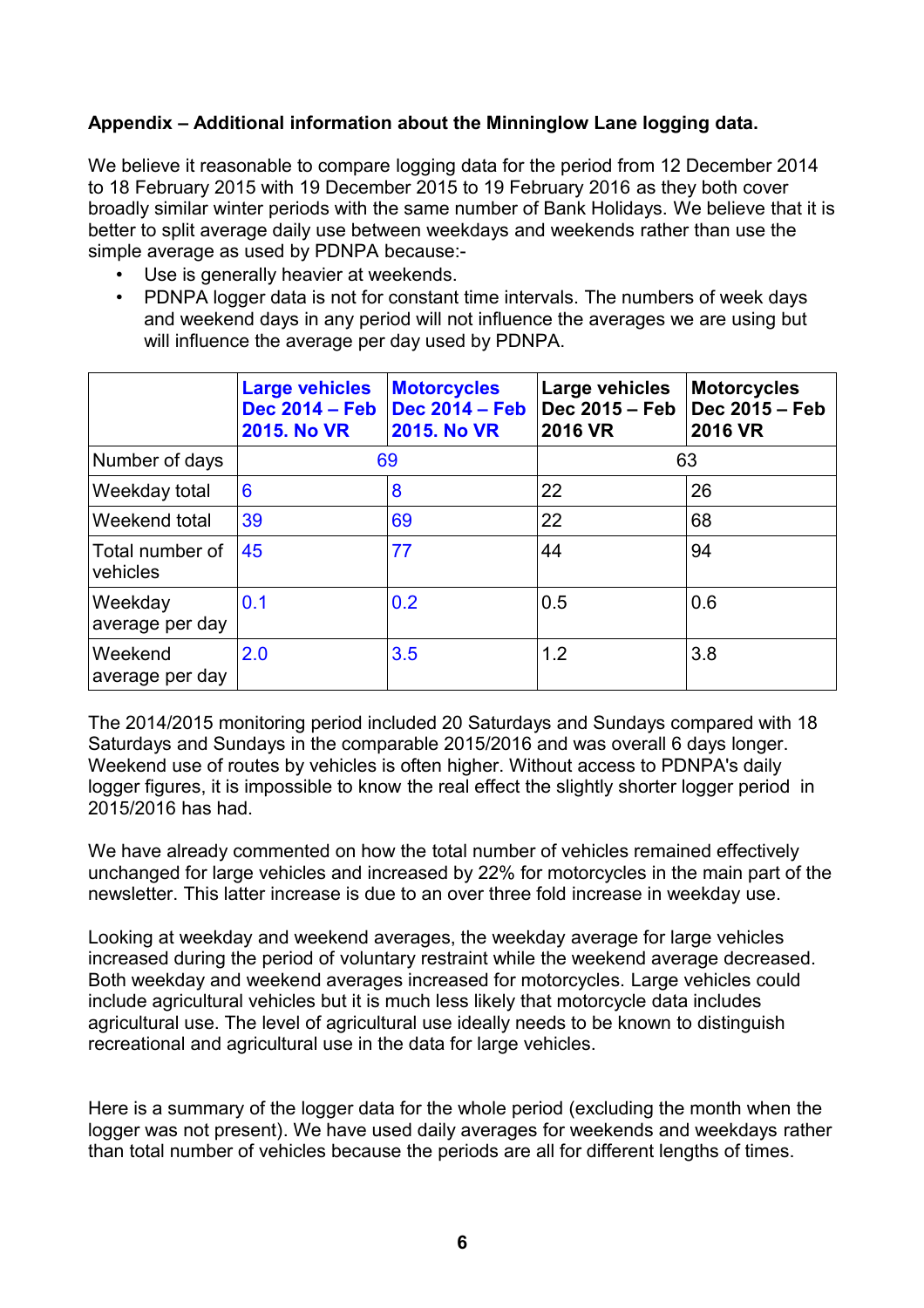**Appendix – Additional information about the Minninglow Lane logging data.**

We believe it reasonable to compare logging data for the period from 12 December 2014 to 18 February 2015 with 19 December 2015 to 19 February 2016 as they both cover broadly similar winter periods with the same number of Bank Holidays. We believe that it is better to split average daily use between weekdays and weekends rather than use the simple average as used by PDNPA because:-

- Use is generally heavier at weekends.
- PDNPA logger data is not for constant time intervals. The numbers of week days and weekend days in any period will not influence the averages we are using but will influence the average per day used by PDNPA.

| | Large vehicles Dec 2014 – Feb 2015. No VR | Motorcycles Dec 2014 – Feb 2015. No VR | Large vehicles Dec 2015 – Feb 2016 VR | Motorcycles Dec 2015 – Feb 2016 VR |
|---|---|---|---|---|
| Number of days | 69 | | 63 | |
| Weekday total | 6 | 8 | 22 | 26 |
| Weekend total | 39 | 69 | 22 | 68 |
| Total number of vehicles | 45 | 77 | 44 | 94 |
| Weekday average per day | 0.1 | 0.2 | 0.5 | 0.6 |
| Weekend average per day | 2.0 | 3.5 | 1.2 | 3.8 |

The 2014/2015 monitoring period included 20 Saturdays and Sundays compared with 18 Saturdays and Sundays in the comparable 2015/2016 and was overall 6 days longer. Weekend use of routes by vehicles is often higher. Without access to PDNPA's daily logger figures, it is impossible to know the real effect the slightly shorter logger period in 2015/2016 has had.

We have already commented on how the total number of vehicles remained effectively unchanged for large vehicles and increased by 22% for motorcycles in the main part of the newsletter. This latter increase is due to an over three fold increase in weekday use.

Looking at weekday and weekend averages, the weekday average for large vehicles increased during the period of voluntary restraint while the weekend average decreased. Both weekday and weekend averages increased for motorcycles. Large vehicles could include agricultural vehicles but it is much less likely that motorcycle data includes agricultural use. The level of agricultural use ideally needs to be known to distinguish recreational and agricultural use in the data for large vehicles.

Here is a summary of the logger data for the whole period (excluding the month when the logger was not present). We have used daily averages for weekends and weekdays rather than total number of vehicles because the periods are all for different lengths of times.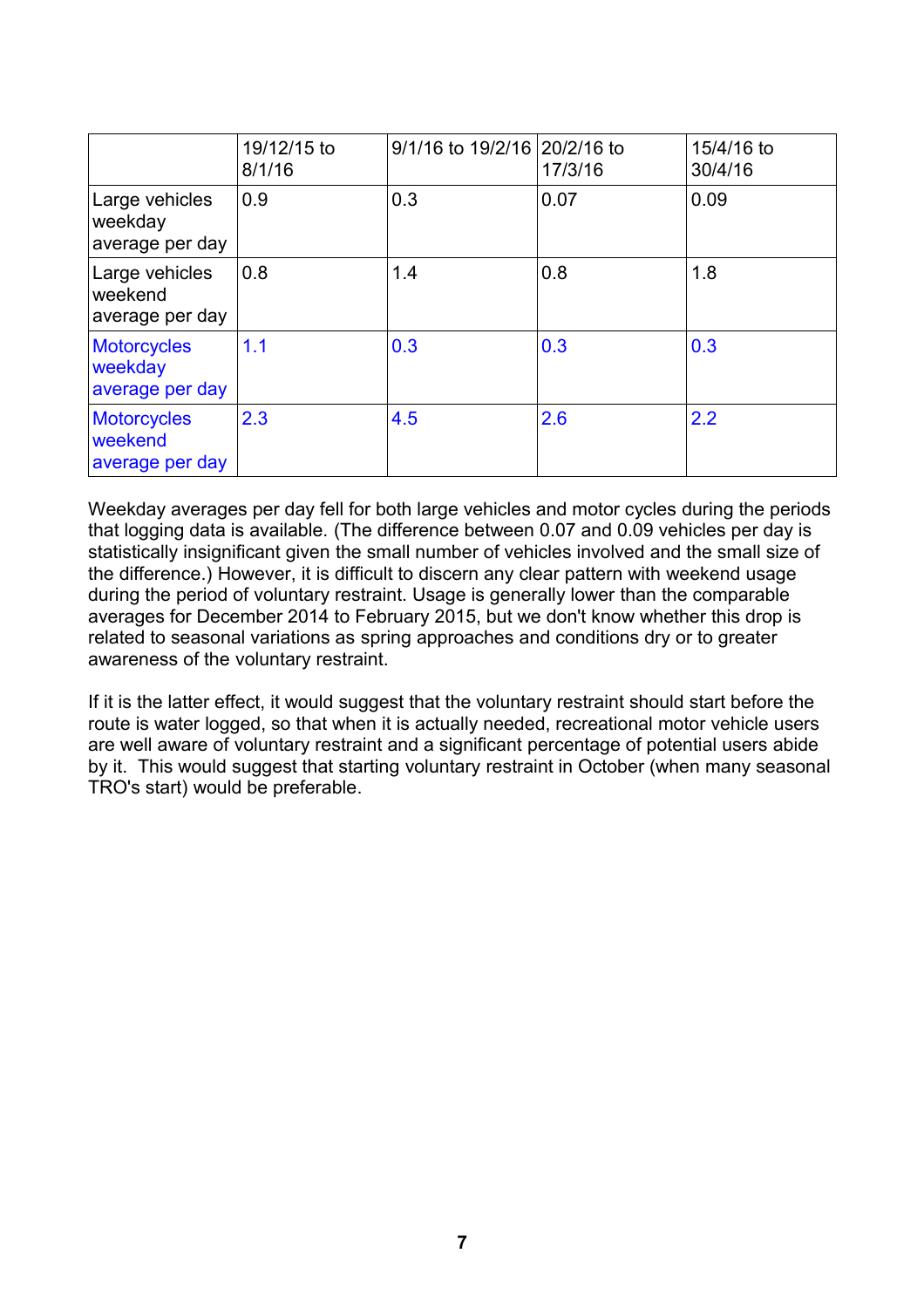| | 19/12/15 to 8/1/16 | 9/1/16 to 19/2/16 | 20/2/16 to 17/3/16 | 15/4/16 to 30/4/16 |
|---|---|---|---|---|
| Large vehicles weekday average per day | 0.9 | 0.3 | 0.07 | 0.09 |
| Large vehicles weekend average per day | 0.8 | 1.4 | 0.8 | 1.8 |
| Motorcycles weekday average per day | 1.1 | 0.3 | 0.3 | 0.3 |
| Motorcycles weekend average per day | 2.3 | 4.5 | 2.6 | 2.2 |

Weekday averages per day fell for both large vehicles and motor cycles during the periods that logging data is available. (The difference between 0.07 and 0.09 vehicles per day is statistically insignificant given the small number of vehicles involved and the small size of the difference.) However, it is difficult to discern any clear pattern with weekend usage during the period of voluntary restraint. Usage is generally lower than the comparable averages for December 2014 to February 2015, but we don't know whether this drop is related to seasonal variations as spring approaches and conditions dry or to greater awareness of the voluntary restraint.

If it is the latter effect, it would suggest that the voluntary restraint should start before the route is water logged, so that when it is actually needed, recreational motor vehicle users are well aware of voluntary restraint and a significant percentage of potential users abide by it. This would suggest that starting voluntary restraint in October (when many seasonal TRO's start) would be preferable.